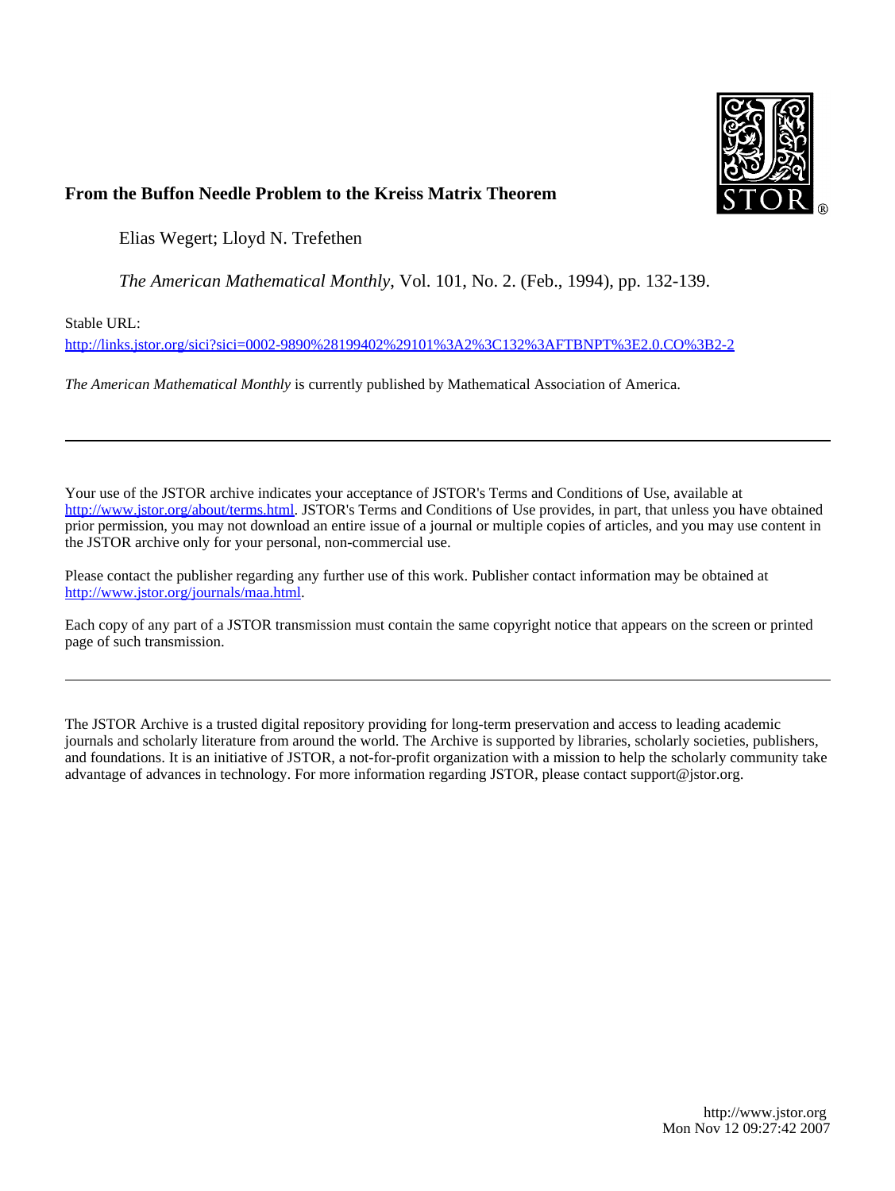# From the Buffon Needle Problem to the Kreiss Matrix Theorem

Elias Wegert; Lloyd N. Trefethen

*The American Mathematical Monthly*, Vol. 101, No. 2. (Feb., 1994), pp. 132-139.

Stable URL:

http://links.jstor.org/sici?sici=0002-9890%28199402%29101%3A2%3C132%3AFTBNPT%3E2.0.CO%3B2-2

*The American Mathematical Monthly* is currently published by Mathematical Association of America.

---

Your use of the JSTOR archive indicates your acceptance of JSTOR's Terms and Conditions of Use, available at http://www.jstor.org/about/terms.html. JSTOR's Terms and Conditions of Use provides, in part, that unless you have obtained prior permission, you may not download an entire issue of a journal or multiple copies of articles, and you may use content in the JSTOR archive only for your personal, non-commercial use.

Please contact the publisher regarding any further use of this work. Publisher contact information may be obtained at http://www.jstor.org/journals/maa.html.

Each copy of any part of a JSTOR transmission must contain the same copyright notice that appears on the screen or printed page of such transmission.

---

The JSTOR Archive is a trusted digital repository providing for long-term preservation and access to leading academic journals and scholarly literature from around the world. The Archive is supported by libraries, scholarly societies, publishers, and foundations. It is an initiative of JSTOR, a not-for-profit organization with a mission to help the scholarly community take advantage of advances in technology. For more information regarding JSTOR, please contact support@jstor.org.

http://www.jstor.org
Mon Nov 12 09:27:42 2007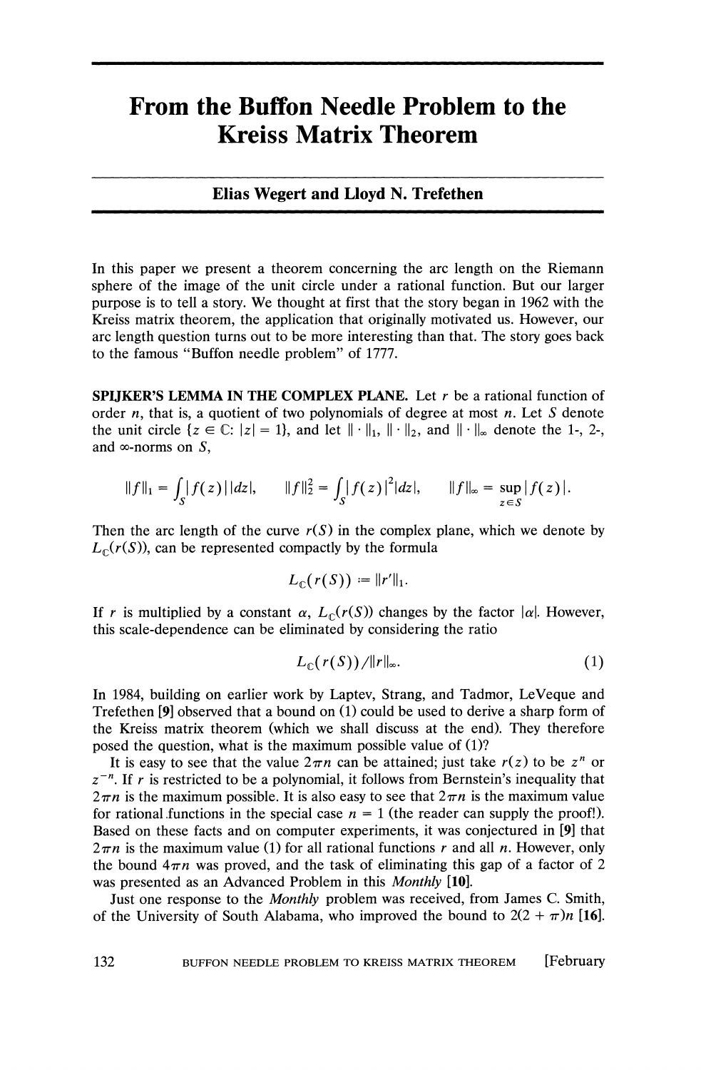# From the Buffon Needle Problem to the Kreiss Matrix Theorem

**Elias Wegert and Lloyd N. Trefethen**

In this paper we present a theorem concerning the arc length on the Riemann sphere of the image of the unit circle under a rational function. But our larger purpose is to tell a story. We thought at first that the story began in 1962 with the Kreiss matrix theorem, the application that originally motivated us. However, our arc length question turns out to be more interesting than that. The story goes back to the famous "Buffon needle problem" of 1777.

**SPIJKER'S LEMMA IN THE COMPLEX PLANE.** Let $r$ be a rational function of order $n$, that is, a quotient of two polynomials of degree at most $n$. Let $S$ denote the unit circle $\{z \in \mathbb{C}: |z| = 1\}$, and let $\|\cdot\|_1$, $\|\cdot\|_2$, and $\|\cdot\|_\infty$ denote the 1-, 2-, and $\infty$-norms on $S$,

$$\|f\|_1 = \int_S |f(z)|\,|dz|, \qquad \|f\|_2^2 = \int_S |f(z)|^2 |dz|, \qquad \|f\|_\infty = \sup_{z \in S} |f(z)|.$$

Then the arc length of the curve $r(S)$ in the complex plane, which we denote by $L_{\mathbb{C}}(r(S))$, can be represented compactly by the formula

$$L_{\mathbb{C}}(r(S)) := \|r'\|_1.$$

If $r$ is multiplied by a constant $\alpha$, $L_{\mathbb{C}}(r(S))$ changes by the factor $|\alpha|$. However, this scale-dependence can be eliminated by considering the ratio

$$L_{\mathbb{C}}(r(S))/\|r\|_\infty. \tag{1}$$

In 1984, building on earlier work by Laptev, Strang, and Tadmor, LeVeque and Trefethen [9] observed that a bound on (1) could be used to derive a sharp form of the Kreiss matrix theorem (which we shall discuss at the end). They therefore posed the question, what is the maximum possible value of (1)?

It is easy to see that the value $2\pi n$ can be attained; just take $r(z)$ to be $z^n$ or $z^{-n}$. If $r$ is restricted to be a polynomial, it follows from Bernstein's inequality that $2\pi n$ is the maximum possible. It is also easy to see that $2\pi n$ is the maximum value for rational functions in the special case $n = 1$ (the reader can supply the proof!). Based on these facts and on computer experiments, it was conjectured in [9] that $2\pi n$ is the maximum value (1) for all rational functions $r$ and all $n$. However, only the bound $4\pi n$ was proved, and the task of eliminating this gap of a factor of 2 was presented as an Advanced Problem in this *Monthly* [10].

Just one response to the *Monthly* problem was received, from James C. Smith, of the University of South Alabama, who improved the bound to $2(2 + \pi)n$ [16].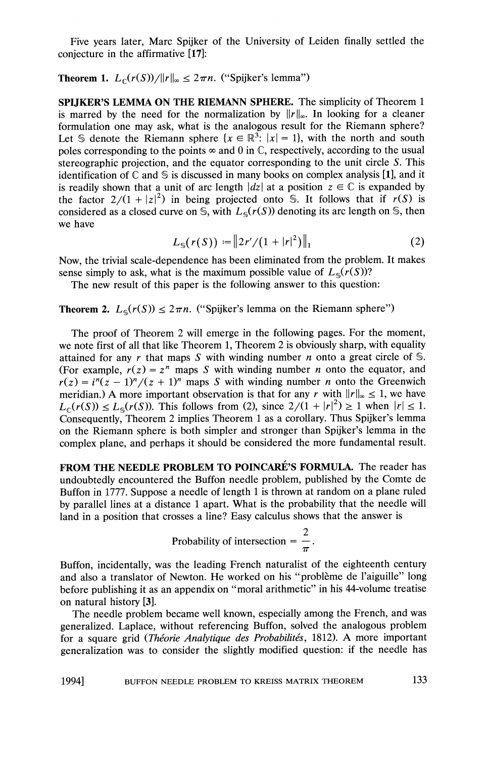Five years later, Marc Spijker of the University of Leiden finally settled the conjecture in the affirmative [17]:

**Theorem 1.** $L_{\mathbb{C}}(r(S))/\|r\|_\infty \leq 2\pi n$. ("Spijker's lemma")

**SPIJKER'S LEMMA ON THE RIEMANN SPHERE.** The simplicity of Theorem 1 is marred by the need for the normalization by $\|r\|_\infty$. In looking for a cleaner formulation one may ask, what is the analogous result for the Riemann sphere? Let $\mathbb{S}$ denote the Riemann sphere $\{x \in \mathbb{R}^3 : |x| = 1\}$, with the north and south poles corresponding to the points $\infty$ and 0 in $\mathbb{C}$, respectively, according to the usual stereographic projection, and the equator corresponding to the unit circle $S$. This identification of $\mathbb{C}$ and $\mathbb{S}$ is discussed in many books on complex analysis [1], and it is readily shown that a unit of arc length $|dz|$ at a position $z \in \mathbb{C}$ is expanded by the factor $2/(1 + |z|^2)$ in being projected onto $\mathbb{S}$. It follows that if $r(S)$ is considered as a closed curve on $\mathbb{S}$, with $L_{\mathbb{S}}(r(S))$ denoting its arc length on $\mathbb{S}$, then we have

$$L_{\mathbb{S}}(r(S)) := \left\| 2r'/(1 + |r|^2) \right\|_1 \tag{2}$$

Now, the trivial scale-dependence has been eliminated from the problem. It makes sense simply to ask, what is the maximum possible value of $L_{\mathbb{S}}(r(S))$?

The new result of this paper is the following answer to this question:

**Theorem 2.** $L_{\mathbb{S}}(r(S)) \leq 2\pi n$. ("Spijker's lemma on the Riemann sphere")

The proof of Theorem 2 will emerge in the following pages. For the moment, we note first of all that like Theorem 1, Theorem 2 is obviously sharp, with equality attained for any $r$ that maps $S$ with winding number $n$ onto a great circle of $\mathbb{S}$. (For example, $r(z) = z^n$ maps $S$ with winding number $n$ onto the equator, and $r(z) = i^n(z-1)^n/(z+1)^n$ maps $S$ with winding number $n$ onto the Greenwich meridian.) A more important observation is that for any $r$ with $\|r\|_\infty \leq 1$, we have $L_{\mathbb{C}}(r(S)) \leq L_{\mathbb{S}}(r(S))$. This follows from (2), since $2/(1 + |r|^2) \geq 1$ when $|r| \leq 1$. Consequently, Theorem 2 implies Theorem 1 as a corollary. Thus Spijker's lemma on the Riemann sphere is both simpler and stronger than Spijker's lemma in the complex plane, and perhaps it should be considered the more fundamental result.

**FROM THE NEEDLE PROBLEM TO POINCARÉ'S FORMULA.** The reader has undoubtedly encountered the Buffon needle problem, published by the Comte de Buffon in 1777. Suppose a needle of length 1 is thrown at random on a plane ruled by parallel lines at a distance 1 apart. What is the probability that the needle will land in a position that crosses a line? Easy calculus shows that the answer is

$$\text{Probability of intersection} = \frac{2}{\pi}.$$

Buffon, incidentally, was the leading French naturalist of the eighteenth century and also a translator of Newton. He worked on his "problème de l'aiguille" long before publishing it as an appendix on "moral arithmetic" in his 44-volume treatise on natural history [3].

The needle problem became well known, especially among the French, and was generalized. Laplace, without referencing Buffon, solved the analogous problem for a square grid (*Théorie Analytique des Probabilités*, 1812). A more important generalization was to consider the slightly modified question: if the needle has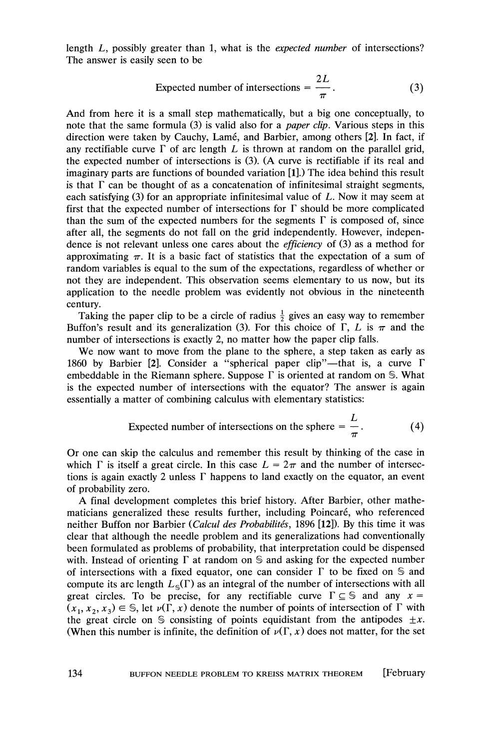length $L$, possibly greater than 1, what is the *expected number* of intersections? The answer is easily seen to be

$$\text{Expected number of intersections} = \frac{2L}{\pi}. \tag{3}$$

And from here it is a small step mathematically, but a big one conceptually, to note that the same formula (3) is valid also for a *paper clip*. Various steps in this direction were taken by Cauchy, Lamé, and Barbier, among others [2]. In fact, if any rectifiable curve $\Gamma$ of arc length $L$ is thrown at random on the parallel grid, the expected number of intersections is (3). (A curve is rectifiable if its real and imaginary parts are functions of bounded variation [1].) The idea behind this result is that $\Gamma$ can be thought of as a concatenation of infinitesimal straight segments, each satisfying (3) for an appropriate infinitesimal value of $L$. Now it may seem at first that the expected number of intersections for $\Gamma$ should be more complicated than the sum of the expected numbers for the segments $\Gamma$ is composed of, since after all, the segments do not fall on the grid independently. However, independence is not relevant unless one cares about the *efficiency* of (3) as a method for approximating $\pi$. It is a basic fact of statistics that the expectation of a sum of random variables is equal to the sum of the expectations, regardless of whether or not they are independent. This observation seems elementary to us now, but its application to the needle problem was evidently not obvious in the nineteenth century.

Taking the paper clip to be a circle of radius $\frac{1}{2}$ gives an easy way to remember Buffon's result and its generalization (3). For this choice of $\Gamma$, $L$ is $\pi$ and the number of intersections is exactly 2, no matter how the paper clip falls.

We now want to move from the plane to the sphere, a step taken as early as 1860 by Barbier [2]. Consider a "spherical paper clip"—that is, a curve $\Gamma$ embeddable in the Riemann sphere. Suppose $\Gamma$ is oriented at random on $\mathbb{S}$. What is the expected number of intersections with the equator? The answer is again essentially a matter of combining calculus with elementary statistics:

$$\text{Expected number of intersections on the sphere} = \frac{L}{\pi}. \tag{4}$$

Or one can skip the calculus and remember this result by thinking of the case in which $\Gamma$ is itself a great circle. In this case $L = 2\pi$ and the number of intersections is again exactly 2 unless $\Gamma$ happens to land exactly on the equator, an event of probability zero.

A final development completes this brief history. After Barbier, other mathematicians generalized these results further, including Poincaré, who referenced neither Buffon nor Barbier (*Calcul des Probabilités*, 1896 [12]). By this time it was clear that although the needle problem and its generalizations had conventionally been formulated as problems of probability, that interpretation could be dispensed with. Instead of orienting $\Gamma$ at random on $\mathbb{S}$ and asking for the expected number of intersections with a fixed equator, one can consider $\Gamma$ to be fixed on $\mathbb{S}$ and compute its arc length $L_{\mathbb{S}}(\Gamma)$ as an integral of the number of intersections with all great circles. To be precise, for any rectifiable curve $\Gamma \subseteq \mathbb{S}$ and any $x = (x_1, x_2, x_3) \in \mathbb{S}$, let $\nu(\Gamma, x)$ denote the number of points of intersection of $\Gamma$ with the great circle on $\mathbb{S}$ consisting of points equidistant from the antipodes $\pm x$. (When this number is infinite, the definition of $\nu(\Gamma, x)$ does not matter, for the set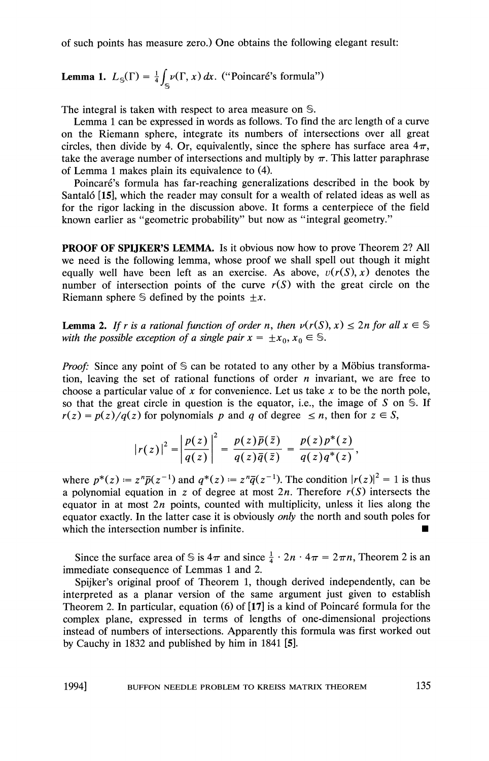of such points has measure zero.) One obtains the following elegant result:

**Lemma 1.** $L_{\mathbb{S}}(\Gamma) = \frac{1}{4}\int_{\mathbb{S}} \nu(\Gamma, x)\, dx$. ("Poincaré's formula")

The integral is taken with respect to area measure on $\mathbb{S}$.

Lemma 1 can be expressed in words as follows. To find the arc length of a curve on the Riemann sphere, integrate its numbers of intersections over all great circles, then divide by 4. Or, equivalently, since the sphere has surface area $4\pi$, take the average number of intersections and multiply by $\pi$. This latter paraphrase of Lemma 1 makes plain its equivalence to (4).

Poincaré's formula has far-reaching generalizations described in the book by Santaló [15], which the reader may consult for a wealth of related ideas as well as for the rigor lacking in the discussion above. It forms a centerpiece of the field known earlier as "geometric probability" but now as "integral geometry."

**PROOF OF SPIJKER'S LEMMA.** Is it obvious now how to prove Theorem 2? All we need is the following lemma, whose proof we shall spell out though it might equally well have been left as an exercise. As above, $\nu(r(S), x)$ denotes the number of intersection points of the curve $r(S)$ with the great circle on the Riemann sphere $\mathbb{S}$ defined by the points $\pm x$.

**Lemma 2.** *If $r$ is a rational function of order $n$, then $\nu(r(S), x) \leq 2n$ for all $x \in \mathbb{S}$ with the possible exception of a single pair $x = \pm x_0$, $x_0 \in \mathbb{S}$.*

*Proof:* Since any point of $\mathbb{S}$ can be rotated to any other by a Möbius transformation, leaving the set of rational functions of order $n$ invariant, we are free to choose a particular value of $x$ for convenience. Let us take $x$ to be the north pole, so that the great circle in question is the equator, i.e., the image of $S$ on $\mathbb{S}$. If $r(z) = p(z)/q(z)$ for polynomials $p$ and $q$ of degree $\leq n$, then for $z \in S$,

$$|r(z)|^2 = \left|\frac{p(z)}{q(z)}\right|^2 = \frac{p(z)\bar{p}(\bar{z})}{q(z)\bar{q}(\bar{z})} = \frac{p(z)p^*(z)}{q(z)q^*(z)},$$

where $p^*(z) := z^n\bar{p}(z^{-1})$ and $q^*(z) := z^n\bar{q}(z^{-1})$. The condition $|r(z)|^2 = 1$ is thus a polynomial equation in $z$ of degree at most $2n$. Therefore $r(S)$ intersects the equator in at most $2n$ points, counted with multiplicity, unless it lies along the equator exactly. In the latter case it is obviously *only* the north and south poles for which the intersection number is infinite. ■

Since the surface area of $\mathbb{S}$ is $4\pi$ and since $\frac{1}{4} \cdot 2n \cdot 4\pi = 2\pi n$, Theorem 2 is an immediate consequence of Lemmas 1 and 2.

Spijker's original proof of Theorem 1, though derived independently, can be interpreted as a planar version of the same argument just given to establish Theorem 2. In particular, equation (6) of [17] is a kind of Poincaré formula for the complex plane, expressed in terms of lengths of one-dimensional projections instead of numbers of intersections. Apparently this formula was first worked out by Cauchy in 1832 and published by him in 1841 [5].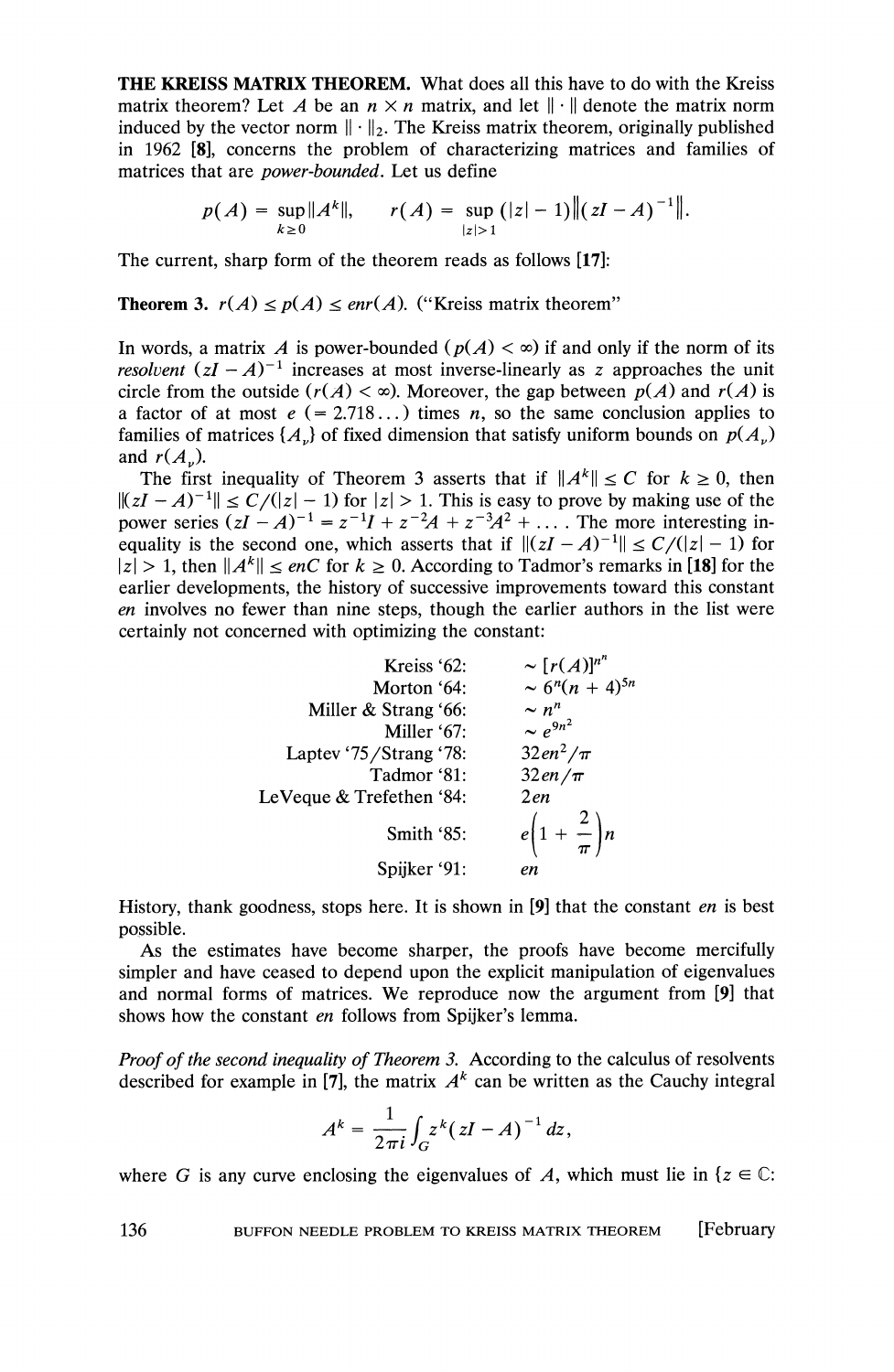**THE KREISS MATRIX THEOREM.** What does all this have to do with the Kreiss matrix theorem? Let $A$ be an $n \times n$ matrix, and let $\|\cdot\|$ denote the matrix norm induced by the vector norm $\|\cdot\|_2$. The Kreiss matrix theorem, originally published in 1962 [8], concerns the problem of characterizing matrices and families of matrices that are *power-bounded*. Let us define

$$p(A) = \sup_{k \geq 0} \|A^k\|, \qquad r(A) = \sup_{|z|>1} (|z|-1)\left\|(zI - A)^{-1}\right\|.$$

The current, sharp form of the theorem reads as follows [17]:

**Theorem 3.** $r(A) \leq p(A) \leq enr(A)$. ("Kreiss matrix theorem"

In words, a matrix $A$ is power-bounded ($p(A) < \infty$) if and only if the norm of its *resolvent* $(zI - A)^{-1}$ increases at most inverse-linearly as $z$ approaches the unit circle from the outside ($r(A) < \infty$). Moreover, the gap between $p(A)$ and $r(A)$ is a factor of at most $e$ ($= 2.718\ldots$) times $n$, so the same conclusion applies to families of matrices $\{A_\nu\}$ of fixed dimension that satisfy uniform bounds on $p(A_\nu)$ and $r(A_\nu)$.

The first inequality of Theorem 3 asserts that if $\|A^k\| \leq C$ for $k \geq 0$, then $\|(zI - A)^{-1}\| \leq C/(|z|-1)$ for $|z| > 1$. This is easy to prove by making use of the power series $(zI - A)^{-1} = z^{-1}I + z^{-2}A + z^{-3}A^2 + \ldots$. The more interesting inequality is the second one, which asserts that if $\|(zI - A)^{-1}\| \leq C/(|z|-1)$ for $|z| > 1$, then $\|A^k\| \leq enC$ for $k \geq 0$. According to Tadmor's remarks in [18] for the earlier developments, the history of successive improvements toward this constant $en$ involves no fewer than nine steps, though the earlier authors in the list were certainly not concerned with optimizing the constant:

| | |
|---|---|
| Kreiss '62: | $\sim [r(A)]^{n^n}$ |
| Morton '64: | $\sim 6^n(n+4)^{5n}$ |
| Miller & Strang '66: | $\sim n^n$ |
| Miller '67: | $\sim e^{9n^2}$ |
| Laptev '75/Strang '78: | $32en^2/\pi$ |
| Tadmor '81: | $32en/\pi$ |
| LeVeque & Trefethen '84: | $2en$ |
| Smith '85: | $e\left(1 + \dfrac{2}{\pi}\right)n$ |
| Spijker '91: | $en$ |

History, thank goodness, stops here. It is shown in [9] that the constant $en$ is best possible.

As the estimates have become sharper, the proofs have become mercifully simpler and have ceased to depend upon the explicit manipulation of eigenvalues and normal forms of matrices. We reproduce now the argument from [9] that shows how the constant $en$ follows from Spijker's lemma.

*Proof of the second inequality of Theorem 3.* According to the calculus of resolvents described for example in [7], the matrix $A^k$ can be written as the Cauchy integral

$$A^k = \frac{1}{2\pi i}\int_G z^k (zI - A)^{-1}\, dz,$$

where $G$ is any curve enclosing the eigenvalues of $A$, which must lie in $\{z \in \mathbb{C}:$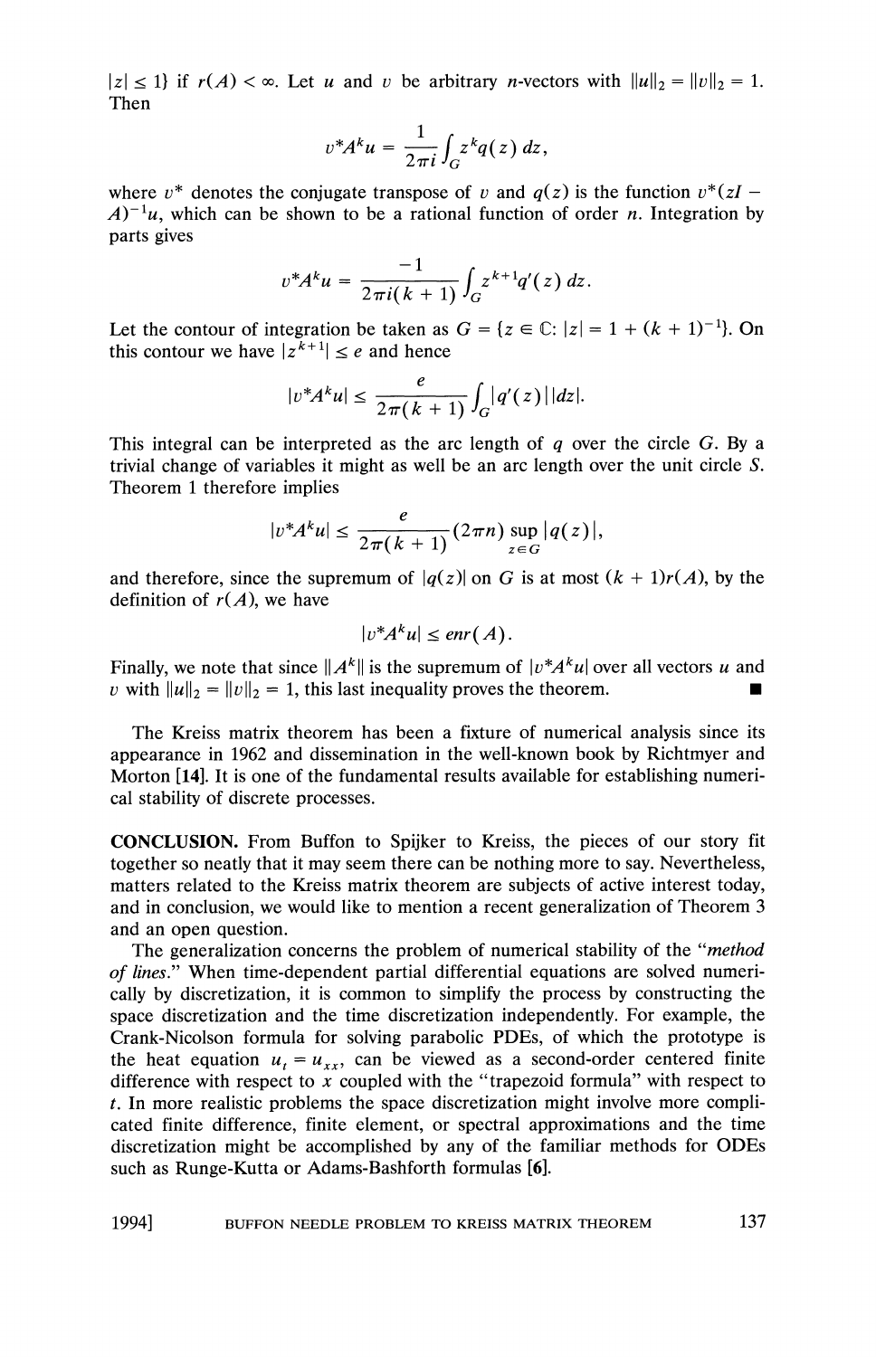$|z| \leq 1\}$ if $r(A) < \infty$. Let $u$ and $v$ be arbitrary $n$-vectors with $\|u\|_2 = \|v\|_2 = 1$. Then

$$v^*A^k u = \frac{1}{2\pi i}\int_G z^k q(z)\,dz,$$

where $v^*$ denotes the conjugate transpose of $v$ and $q(z)$ is the function $v^*(zI - A)^{-1}u$, which can be shown to be a rational function of order $n$. Integration by parts gives

$$v^*A^k u = \frac{-1}{2\pi i(k+1)}\int_G z^{k+1} q'(z)\,dz.$$

Let the contour of integration be taken as $G = \{z \in \mathbb{C}: |z| = 1 + (k+1)^{-1}\}$. On this contour we have $|z^{k+1}| \leq e$ and hence

$$|v^*A^k u| \leq \frac{e}{2\pi(k+1)}\int_G |q'(z)|\,|dz|.$$

This integral can be interpreted as the arc length of $q$ over the circle $G$. By a trivial change of variables it might as well be an arc length over the unit circle $S$. Theorem 1 therefore implies

$$|v^*A^k u| \leq \frac{e}{2\pi(k+1)}(2\pi n)\sup_{z\in G}|q(z)|,$$

and therefore, since the supremum of $|q(z)|$ on $G$ is at most $(k+1)r(A)$, by the definition of $r(A)$, we have

$$|v^*A^k u| \leq enr(A).$$

Finally, we note that since $\|A^k\|$ is the supremum of $|v^*A^k u|$ over all vectors $u$ and $v$ with $\|u\|_2 = \|v\|_2 = 1$, this last inequality proves the theorem. ■

The Kreiss matrix theorem has been a fixture of numerical analysis since its appearance in 1962 and dissemination in the well-known book by Richtmyer and Morton **[14]**. It is one of the fundamental results available for establishing numerical stability of discrete processes.

**CONCLUSION.** From Buffon to Spijker to Kreiss, the pieces of our story fit together so neatly that it may seem there can be nothing more to say. Nevertheless, matters related to the Kreiss matrix theorem are subjects of active interest today, and in conclusion, we would like to mention a recent generalization of Theorem 3 and an open question.

The generalization concerns the problem of numerical stability of the "*method of lines*." When time-dependent partial differential equations are solved numerically by discretization, it is common to simplify the process by constructing the space discretization and the time discretization independently. For example, the Crank-Nicolson formula for solving parabolic PDEs, of which the prototype is the heat equation $u_t = u_{xx}$, can be viewed as a second-order centered finite difference with respect to $x$ coupled with the "trapezoid formula" with respect to $t$. In more realistic problems the space discretization might involve more complicated finite difference, finite element, or spectral approximations and the time discretization might be accomplished by any of the familiar methods for ODEs such as Runge-Kutta or Adams-Bashforth formulas **[6]**.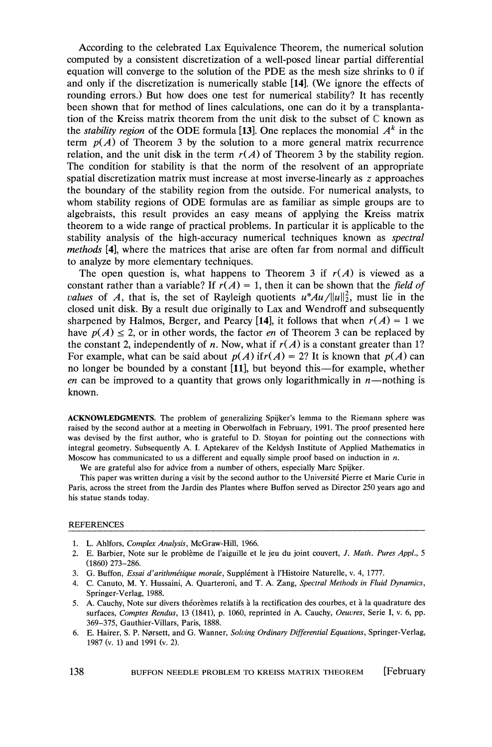According to the celebrated Lax Equivalence Theorem, the numerical solution computed by a consistent discretization of a well-posed linear partial differential equation will converge to the solution of the PDE as the mesh size shrinks to 0 if and only if the discretization is numerically stable [14]. (We ignore the effects of rounding errors.) But how does one test for numerical stability? It has recently been shown that for method of lines calculations, one can do it by a transplantation of the Kreiss matrix theorem from the unit disk to the subset of $\mathbb{C}$ known as the *stability region* of the ODE formula [13]. One replaces the monomial $A^k$ in the term $p(A)$ of Theorem 3 by the solution to a more general matrix recurrence relation, and the unit disk in the term $r(A)$ of Theorem 3 by the stability region. The condition for stability is that the norm of the resolvent of an appropriate spatial discretization matrix must increase at most inverse-linearly as $z$ approaches the boundary of the stability region from the outside. For numerical analysts, to whom stability regions of ODE formulas are as familiar as simple groups are to algebraists, this result provides an easy means of applying the Kreiss matrix theorem to a wide range of practical problems. In particular it is applicable to the stability analysis of the high-accuracy numerical techniques known as *spectral methods* [4], where the matrices that arise are often far from normal and difficult to analyze by more elementary techniques.

The open question is, what happens to Theorem 3 if $r(A)$ is viewed as a constant rather than a variable? If $r(A) = 1$, then it can be shown that the *field of values* of $A$, that is, the set of Rayleigh quotients $u^*Au/\|u\|_2^2$, must lie in the closed unit disk. By a result due originally to Lax and Wendroff and subsequently sharpened by Halmos, Berger, and Pearcy [14], it follows that when $r(A) = 1$ we have $p(A) \leq 2$, or in other words, the factor $en$ of Theorem 3 can be replaced by the constant 2, independently of $n$. Now, what if $r(A)$ is a constant greater than 1? For example, what can be said about $p(A)$ if $r(A) = 2$? It is known that $p(A)$ can no longer be bounded by a constant [11], but beyond this—for example, whether $en$ can be improved to a quantity that grows only logarithmically in $n$—nothing is known.

**ACKNOWLEDGMENTS.** The problem of generalizing Spijker's lemma to the Riemann sphere was raised by the second author at a meeting in Oberwolfach in February, 1991. The proof presented here was devised by the first author, who is grateful to D. Stoyan for pointing out the connections with integral geometry. Subsequently A. I. Aptekarev of the Keldysh Institute of Applied Mathematics in Moscow has communicated to us a different and equally simple proof based on induction in $n$.

We are grateful also for advice from a number of others, especially Marc Spijker.

This paper was written during a visit by the second author to the Université Pierre et Marie Curie in Paris, across the street from the Jardin des Plantes where Buffon served as Director 250 years ago and his statue stands today.

## REFERENCES

1. L. Ahlfors, *Complex Analysis*, McGraw-Hill, 1966.
2. E. Barbier, Note sur le problème de l'aiguille et le jeu du joint couvert, *J. Math. Pures Appl.*, 5 (1860) 273–286.
3. G. Buffon, *Essai d'arithmétique morale*, Supplément à l'Histoire Naturelle, v. 4, 1777.
4. C. Canuto, M. Y. Hussaini, A. Quarteroni, and T. A. Zang, *Spectral Methods in Fluid Dynamics*, Springer-Verlag, 1988.
5. A. Cauchy, Note sur divers théorèmes relatifs à la rectification des courbes, et à la quadrature des surfaces, *Comptes Rendus*, 13 (1841), p. 1060, reprinted in A. Cauchy, *Oeuvres*, Serie I, v. 6, pp. 369–375, Gauthier-Villars, Paris, 1888.
6. E. Hairer, S. P. Nørsett, and G. Wanner, *Solving Ordinary Differential Equations*, Springer-Verlag, 1987 (v. 1) and 1991 (v. 2).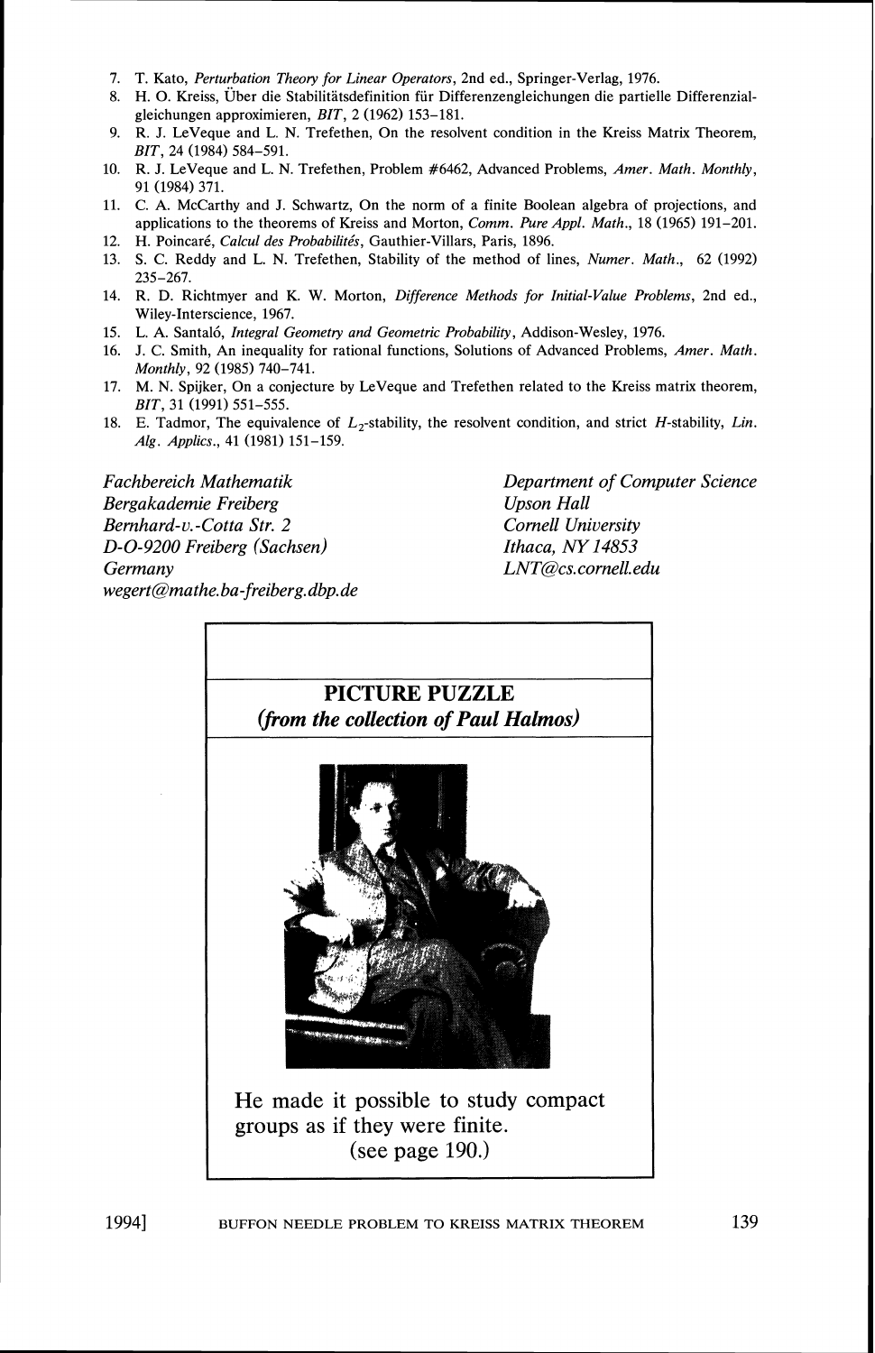7. T. Kato, *Perturbation Theory for Linear Operators*, 2nd ed., Springer-Verlag, 1976.
8. H. O. Kreiss, Über die Stabilitätsdefinition für Differenzengleichungen die partielle Differenzialgleichungen approximieren, *BIT*, 2 (1962) 153–181.
9. R. J. LeVeque and L. N. Trefethen, On the resolvent condition in the Kreiss Matrix Theorem, *BIT*, 24 (1984) 584–591.
10. R. J. LeVeque and L. N. Trefethen, Problem #6462, Advanced Problems, *Amer. Math. Monthly*, 91 (1984) 371.
11. C. A. McCarthy and J. Schwartz, On the norm of a finite Boolean algebra of projections, and applications to the theorems of Kreiss and Morton, *Comm. Pure Appl. Math.*, 18 (1965) 191–201.
12. H. Poincaré, *Calcul des Probabilités*, Gauthier-Villars, Paris, 1896.
13. S. C. Reddy and L. N. Trefethen, Stability of the method of lines, *Numer. Math.*, 62 (1992) 235–267.
14. R. D. Richtmyer and K. W. Morton, *Difference Methods for Initial-Value Problems*, 2nd ed., Wiley-Interscience, 1967.
15. L. A. Santaló, *Integral Geometry and Geometric Probability*, Addison-Wesley, 1976.
16. J. C. Smith, An inequality for rational functions, Solutions of Advanced Problems, *Amer. Math. Monthly*, 92 (1985) 740–741.
17. M. N. Spijker, On a conjecture by LeVeque and Trefethen related to the Kreiss matrix theorem, *BIT*, 31 (1991) 551–555.
18. E. Tadmor, The equivalence of $L_2$-stability, the resolvent condition, and strict $H$-stability, *Lin. Alg. Applics.*, 41 (1981) 151–159.

*Fachbereich Mathematik*
*Bergakademie Freiberg*
*Bernhard-v.-Cotta Str. 2*
*D-O-9200 Freiberg (Sachsen)*
*Germany*
*wegert@mathe.ba-freiberg.dbp.de*

*Department of Computer Science*
*Upson Hall*
*Cornell University*
*Ithaca, NY 14853*
*LNT@cs.cornell.edu*

**PICTURE PUZZLE**
***(from the collection of Paul Halmos)***

He made it possible to study compact groups as if they were finite.
(see page 190.)